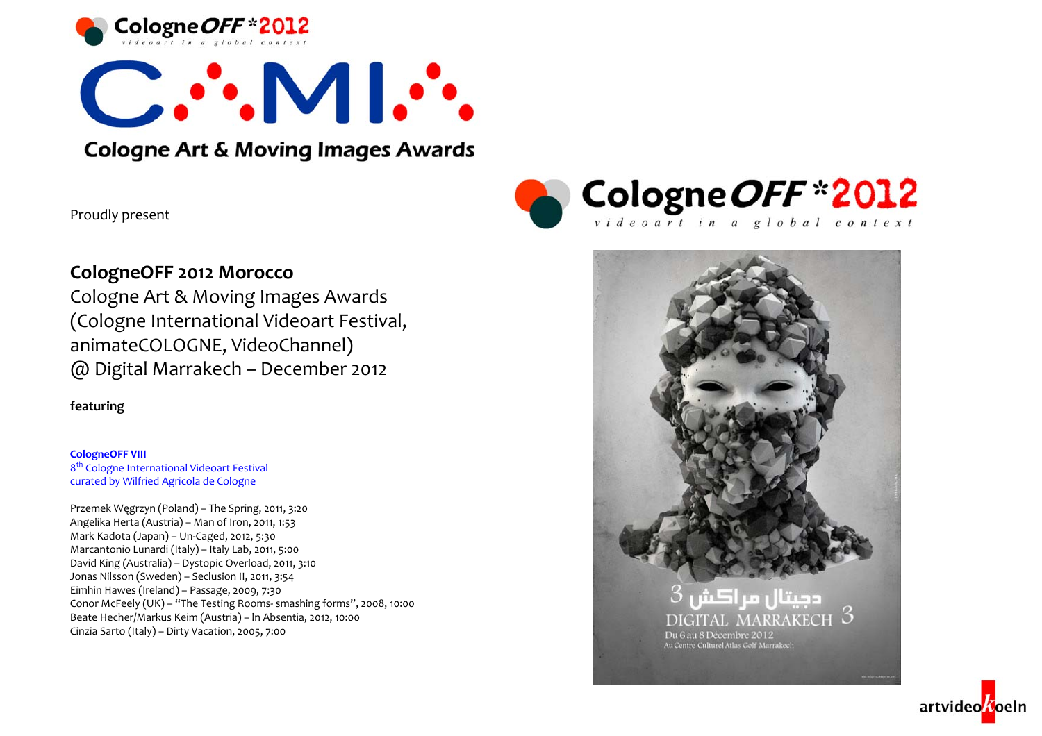CologneOFF *2012
videoart in a global context

C.M.I.

Cologne Art & Moving Images Awards

Proudly present

**CologneOFF 2012 Morocco**
Cologne Art & Moving Images Awards
(Cologne International Videoart Festival, animateCOLOGNE, VideoChannel)
@ Digital Marrakech – December 2012

**featuring**

**CologneOFF VIII**
8th Cologne International Videoart Festival
curated by Wilfried Agricola de Cologne

Przemek Węgrzyn (Poland) – The Spring, 2011, 3:20
Angelika Herta (Austria) – Man of Iron, 2011, 1:53
Mark Kadota (Japan) – Un-Caged, 2012, 5:30
Marcantonio Lunardi (Italy) – Italy Lab, 2011, 5:00
David King (Australia) – Dystopic Overload, 2011, 3:10
Jonas Nilsson (Sweden) – Seclusion II, 2011, 3:54
Eimhin Hawes (Ireland) – Passage, 2009, 7:30
Conor McFeely (UK) – “The Testing Rooms- smashing forms”, 2008, 10:00
Beate Hecher/Markus Keim (Austria) – In Absentia, 2012, 10:00
Cinzia Sarto (Italy) – Dirty Vacation, 2005, 7:00

CologneOFF *2012
videoart in a global context

3 ديجيتال مراكش
DIGITAL MARRAKECH 3
Du 6 au 8 Décembre 2012
Au Centre Culturel Atlas Golf Marrakech

artvideokoeln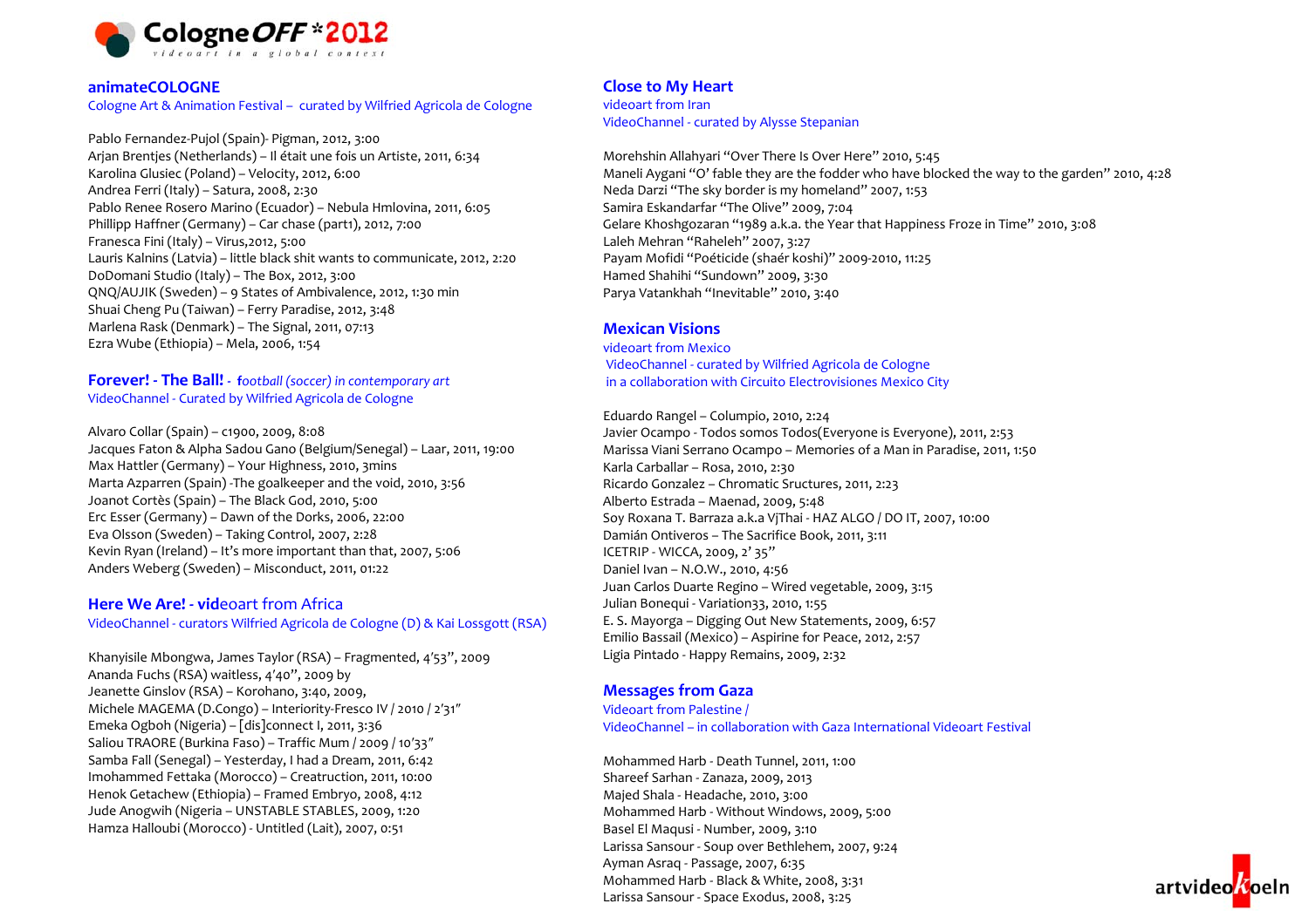## animateCOLOGNE

Cologne Art & Animation Festival – curated by Wilfried Agricola de Cologne

Pablo Fernandez-Pujol (Spain)- Pigman, 2012, 3:00
Arjan Brentjes (Netherlands) – Il était une fois un Artiste, 2011, 6:34
Karolina Glusiec (Poland) – Velocity, 2012, 6:00
Andrea Ferri (Italy) – Satura, 2008, 2:30
Pablo Renee Rosero Marino (Ecuador) – Nebula Hmlovina, 2011, 6:05
Phillipp Haffner (Germany) – Car chase (part1), 2012, 7:00
Franesca Fini (Italy) – Virus,2012, 5:00
Lauris Kalnins (Latvia) – little black shit wants to communicate, 2012, 2:20
DoDomani Studio (Italy) – The Box, 2012, 3:00
QNQ/AUJIK (Sweden) – 9 States of Ambivalence, 2012, 1:30 min
Shuai Cheng Pu (Taiwan) – Ferry Paradise, 2012, 3:48
Marlena Rask (Denmark) – The Signal, 2011, 07:13
Ezra Wube (Ethiopia) – Mela, 2006, 1:54

## Forever! - The Ball! - *football (soccer) in contemporary art*

VideoChannel - Curated by Wilfried Agricola de Cologne

Alvaro Collar (Spain) – c1900, 2009, 8:08
Jacques Faton & Alpha Sadou Gano (Belgium/Senegal) – Laar, 2011, 19:00
Max Hattler (Germany) – Your Highness, 2010, 3mins
Marta Azparren (Spain) -The goalkeeper and the void, 2010, 3:56
Joanot Cortès (Spain) – The Black God, 2010, 5:00
Erc Esser (Germany) – Dawn of the Dorks, 2006, 22:00
Eva Olsson (Sweden) – Taking Control, 2007, 2:28
Kevin Ryan (Ireland) – It's more important than that, 2007, 5:06
Anders Weberg (Sweden) – Misconduct, 2011, 01:22

## Here We Are! - videoart from Africa

VideoChannel - curators Wilfried Agricola de Cologne (D) & Kai Lossgott (RSA)

Khanyisile Mbongwa, James Taylor (RSA) – Fragmented, 4'53", 2009
Ananda Fuchs (RSA) waitless, 4'40", 2009 by
Jeanette Ginslov (RSA) – Korohano, 3:40, 2009,
Michele MAGEMA (D.Congo) – Interiority-Fresco IV / 2010 / 2'31"
Emeka Ogboh (Nigeria) – [dis]connect I, 2011, 3:36
Saliou TRAORE (Burkina Faso) – Traffic Mum / 2009 / 10'33"
Samba Fall (Senegal) – Yesterday, I had a Dream, 2011, 6:42
Imohammed Fettaka (Morocco) – Creatruction, 2011, 10:00
Henok Getachew (Ethiopia) – Framed Embryo, 2008, 4:12
Jude Anogwih (Nigeria – UNSTABLE STABLES, 2009, 1:20
Hamza Halloubi (Morocco) - Untitled (Lait), 2007, 0:51

## Close to My Heart

videoart from Iran
VideoChannel - curated by Alysse Stepanian

Morehshin Allahyari "Over There Is Over Here" 2010, 5:45
Maneli Aygani "O' fable they are the fodder who have blocked the way to the garden" 2010, 4:28
Neda Darzi "The sky border is my homeland" 2007, 1:53
Samira Eskandarfar "The Olive" 2009, 7:04
Gelare Khoshgozaran "1989 a.k.a. the Year that Happiness Froze in Time" 2010, 3:08
Laleh Mehran "Raheleh" 2007, 3:27
Payam Mofidi "Poéticide (shaér koshi)" 2009-2010, 11:25
Hamed Shahihi "Sundown" 2009, 3:30
Parya Vatankhah "Inevitable" 2010, 3:40

## Mexican Visions

videoart from Mexico
VideoChannel - curated by Wilfried Agricola de Cologne
in a collaboration with Circuito Electrovisiones Mexico City

Eduardo Rangel – Columpio, 2010, 2:24
Javier Ocampo - Todos somos Todos(Everyone is Everyone), 2011, 2:53
Marissa Viani Serrano Ocampo – Memories of a Man in Paradise, 2011, 1:50
Karla Carballar – Rosa, 2010, 2:30
Ricardo Gonzalez – Chromatic Sructures, 2011, 2:23
Alberto Estrada – Maenad, 2009, 5:48
Soy Roxana T. Barraza a.k.a VjThai - HAZ ALGO / DO IT, 2007, 10:00
Damián Ontiveros – The Sacrifice Book, 2011, 3:11
ICETRIP - WICCA, 2009, 2' 35"
Daniel Ivan – N.O.W., 2010, 4:56
Juan Carlos Duarte Regino – Wired vegetable, 2009, 3:15
Julian Bonequi - Variation33, 2010, 1:55
E. S. Mayorga – Digging Out New Statements, 2009, 6:57
Emilio Bassail (Mexico) – Aspirine for Peace, 2012, 2:57
Ligia Pintado - Happy Remains, 2009, 2:32

## Messages from Gaza

Videoart from Palestine /
VideoChannel – in collaboration with Gaza International Videoart Festival

Mohammed Harb - Death Tunnel, 2011, 1:00
Shareef Sarhan - Zanaza, 2009, 2013
Majed Shala - Headache, 2010, 3:00
Mohammed Harb - Without Windows, 2009, 5:00
Basel El Maqusi - Number, 2009, 3:10
Larissa Sansour - Soup over Bethlehem, 2007, 9:24
Ayman Asraq - Passage, 2007, 6:35
Mohammed Harb - Black & White, 2008, 3:31
Larissa Sansour - Space Exodus, 2008, 3:25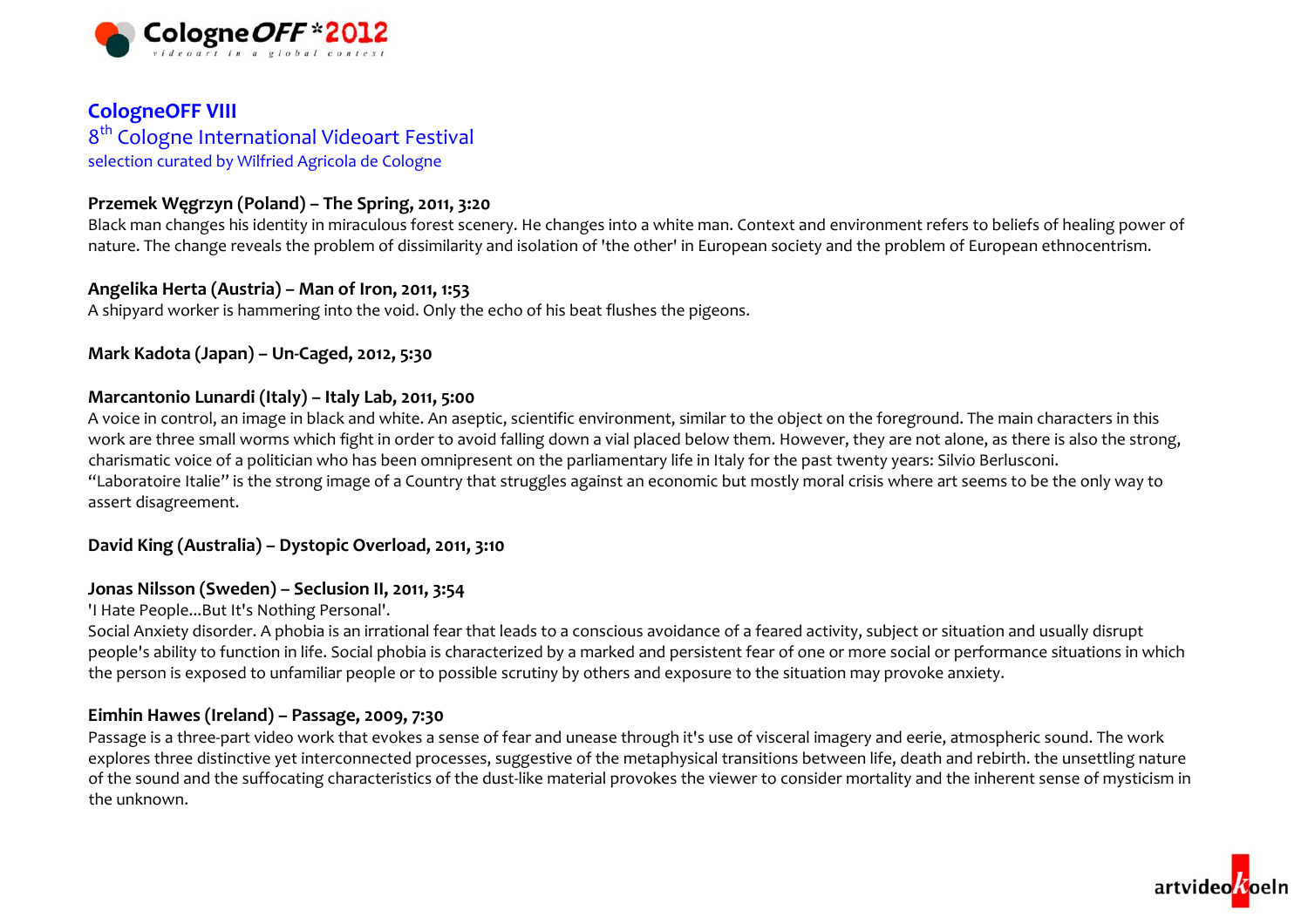# CologneOFF VIII

## 8th Cologne International Videoart Festival

selection curated by Wilfried Agricola de Cologne

**Przemek Węgrzyn (Poland) – The Spring, 2011, 3:20**

Black man changes his identity in miraculous forest scenery. He changes into a white man. Context and environment refers to beliefs of healing power of nature. The change reveals the problem of dissimilarity and isolation of 'the other' in European society and the problem of European ethnocentrism.

**Angelika Herta (Austria) – Man of Iron, 2011, 1:53**

A shipyard worker is hammering into the void. Only the echo of his beat flushes the pigeons.

**Mark Kadota (Japan) – Un-Caged, 2012, 5:30**

**Marcantonio Lunardi (Italy) – Italy Lab, 2011, 5:00**

A voice in control, an image in black and white. An aseptic, scientific environment, similar to the object on the foreground. The main characters in this work are three small worms which fight in order to avoid falling down a vial placed below them. However, they are not alone, as there is also the strong, charismatic voice of a politician who has been omnipresent on the parliamentary life in Italy for the past twenty years: Silvio Berlusconi.
"Laboratoire Italie" is the strong image of a Country that struggles against an economic but mostly moral crisis where art seems to be the only way to assert disagreement.

**David King (Australia) – Dystopic Overload, 2011, 3:10**

**Jonas Nilsson (Sweden) – Seclusion II, 2011, 3:54**

'I Hate People...But It's Nothing Personal'.
Social Anxiety disorder. A phobia is an irrational fear that leads to a conscious avoidance of a feared activity, subject or situation and usually disrupt people's ability to function in life. Social phobia is characterized by a marked and persistent fear of one or more social or performance situations in which the person is exposed to unfamiliar people or to possible scrutiny by others and exposure to the situation may provoke anxiety.

**Eimhin Hawes (Ireland) – Passage, 2009, 7:30**

Passage is a three-part video work that evokes a sense of fear and unease through it's use of visceral imagery and eerie, atmospheric sound. The work explores three distinctive yet interconnected processes, suggestive of the metaphysical transitions between life, death and rebirth. the unsettling nature of the sound and the suffocating characteristics of the dust-like material provokes the viewer to consider mortality and the inherent sense of mysticism in the unknown.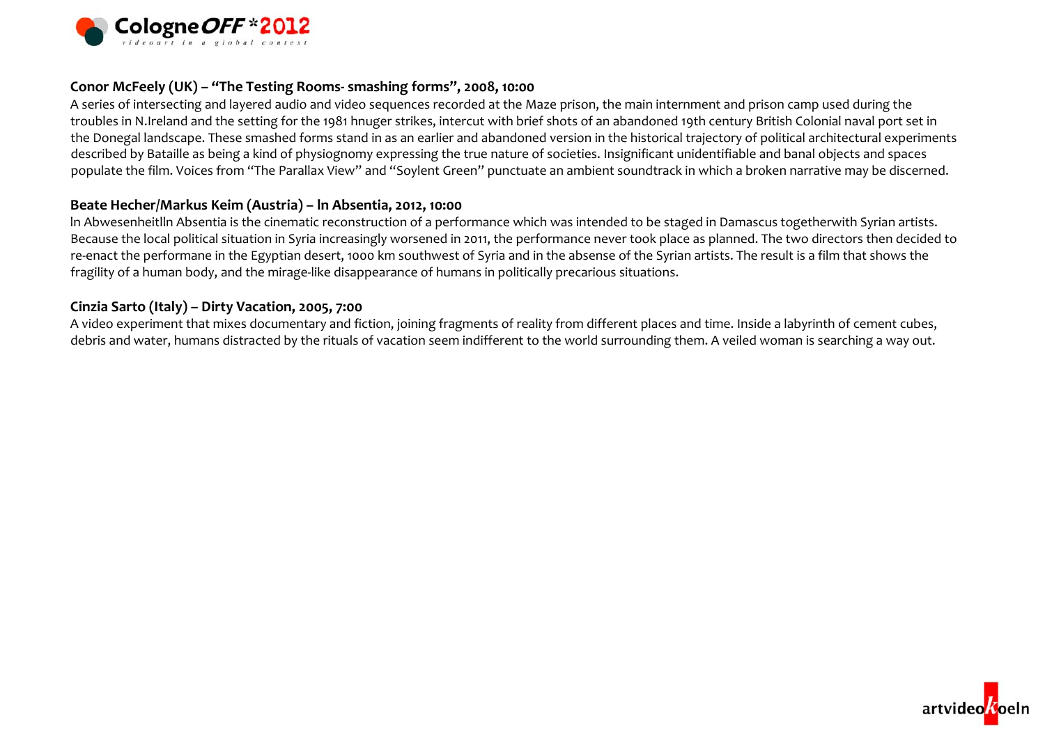**Conor McFeely (UK) – "The Testing Rooms- smashing forms", 2008, 10:00**

A series of intersecting and layered audio and video sequences recorded at the Maze prison, the main internment and prison camp used during the troubles in N.Ireland and the setting for the 1981 hnuger strikes, intercut with brief shots of an abandoned 19th century British Colonial naval port set in the Donegal landscape. These smashed forms stand in as an earlier and abandoned version in the historical trajectory of political architectural experiments described by Bataille as being a kind of physiognomy expressing the true nature of societies. Insignificant unidentifiable and banal objects and spaces populate the film. Voices from "The Parallax View" and "Soylent Green" punctuate an ambient soundtrack in which a broken narrative may be discerned.

**Beate Hecher/Markus Keim (Austria) – In Absentia, 2012, 10:00**

In AbwesenheitIn Absentia is the cinematic reconstruction of a performance which was intended to be staged in Damascus togetherwith Syrian artists. Because the local political situation in Syria increasingly worsened in 2011, the performance never took place as planned. The two directors then decided to re-enact the performane in the Egyptian desert, 1000 km southwest of Syria and in the absense of the Syrian artists. The result is a film that shows the fragility of a human body, and the mirage-like disappearance of humans in politically precarious situations.

**Cinzia Sarto (Italy) – Dirty Vacation, 2005, 7:00**

A video experiment that mixes documentary and fiction, joining fragments of reality from different places and time. Inside a labyrinth of cement cubes, debris and water, humans distracted by the rituals of vacation seem indifferent to the world surrounding them. A veiled woman is searching a way out.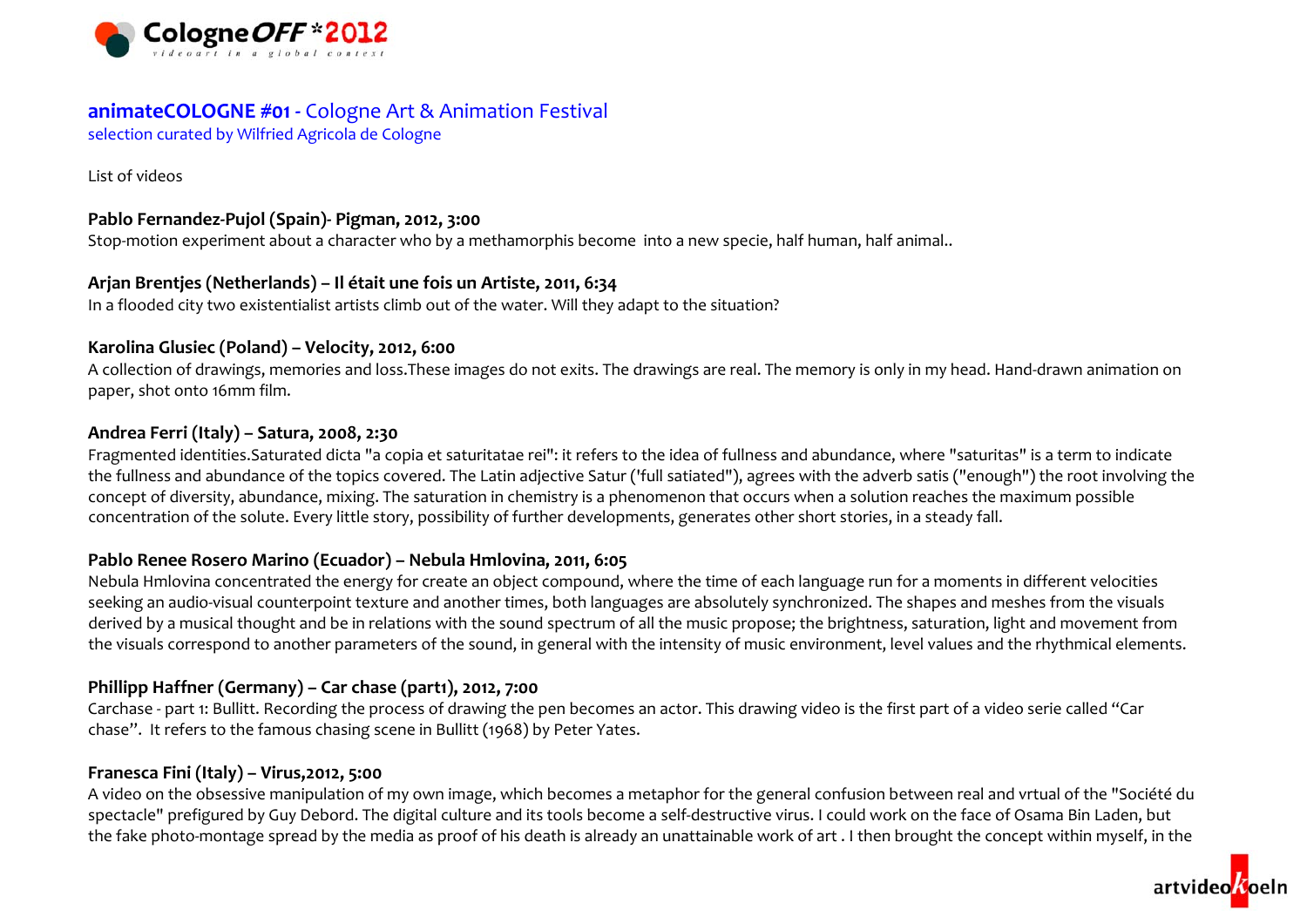## animateCOLOGNE #01 - Cologne Art & Animation Festival

selection curated by Wilfried Agricola de Cologne

List of videos

**Pablo Fernandez-Pujol (Spain)- Pigman, 2012, 3:00**
Stop-motion experiment about a character who by a methamorphis become into a new specie, half human, half animal..

**Arjan Brentjes (Netherlands) – Il était une fois un Artiste, 2011, 6:34**
In a flooded city two existentialist artists climb out of the water. Will they adapt to the situation?

**Karolina Glusiec (Poland) – Velocity, 2012, 6:00**
A collection of drawings, memories and loss.These images do not exits. The drawings are real. The memory is only in my head. Hand-drawn animation on paper, shot onto 16mm film.

**Andrea Ferri (Italy) – Satura, 2008, 2:30**
Fragmented identities.Saturated dicta "a copia et saturitatae rei": it refers to the idea of fullness and abundance, where "saturitas" is a term to indicate the fullness and abundance of the topics covered. The Latin adjective Satur ('full satiated"), agrees with the adverb satis ("enough") the root involving the concept of diversity, abundance, mixing. The saturation in chemistry is a phenomenon that occurs when a solution reaches the maximum possible concentration of the solute. Every little story, possibility of further developments, generates other short stories, in a steady fall.

**Pablo Renee Rosero Marino (Ecuador) – Nebula Hmlovina, 2011, 6:05**
Nebula Hmlovina concentrated the energy for create an object compound, where the time of each language run for a moments in different velocities seeking an audio-visual counterpoint texture and another times, both languages are absolutely synchronized. The shapes and meshes from the visuals derived by a musical thought and be in relations with the sound spectrum of all the music propose; the brightness, saturation, light and movement from the visuals correspond to another parameters of the sound, in general with the intensity of music environment, level values and the rhythmical elements.

**Phillipp Haffner (Germany) – Car chase (part1), 2012, 7:00**
Carchase - part 1: Bullitt. Recording the process of drawing the pen becomes an actor. This drawing video is the first part of a video serie called "Car chase". It refers to the famous chasing scene in Bullitt (1968) by Peter Yates.

**Franesca Fini (Italy) – Virus,2012, 5:00**
A video on the obsessive manipulation of my own image, which becomes a metaphor for the general confusion between real and vrtual of the "Société du spectacle" prefigured by Guy Debord. The digital culture and its tools become a self-destructive virus. I could work on the face of Osama Bin Laden, but the fake photo-montage spread by the media as proof of his death is already an unattainable work of art . I then brought the concept within myself, in the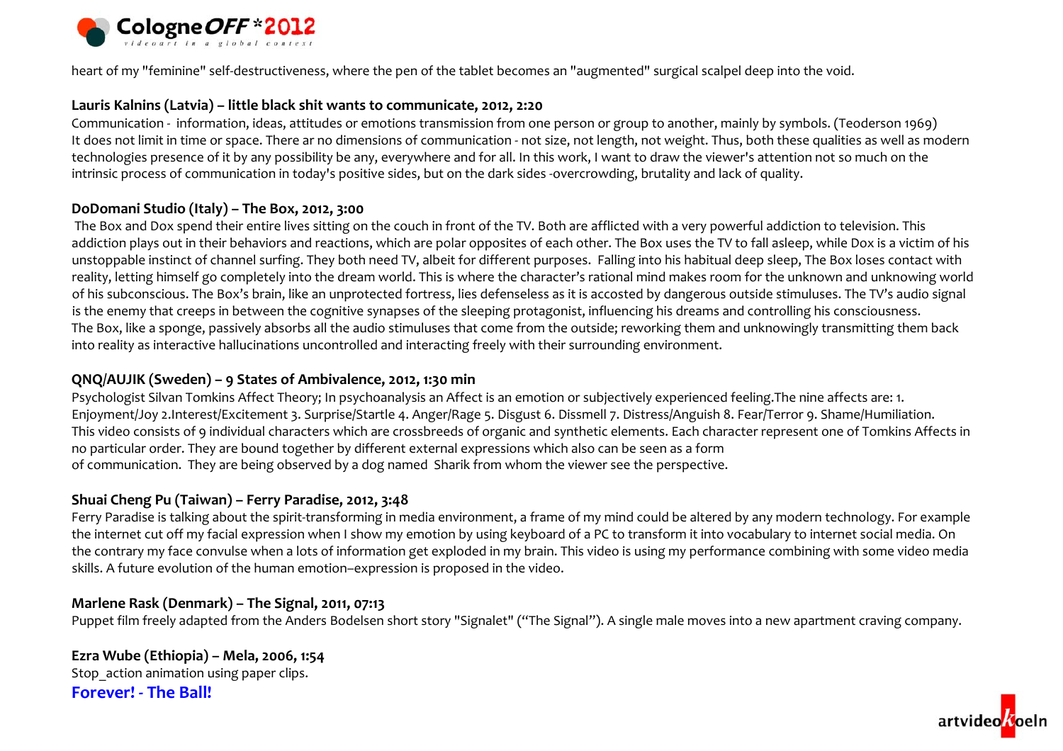heart of my "feminine" self-destructiveness, where the pen of the tablet becomes an "augmented" surgical scalpel deep into the void.

**Lauris Kalnins (Latvia) – little black shit wants to communicate, 2012, 2:20**

Communication - information, ideas, attitudes or emotions transmission from one person or group to another, mainly by symbols. (Teoderson 1969) It does not limit in time or space. There ar no dimensions of communication - not size, not length, not weight. Thus, both these qualities as well as modern technologies presence of it by any possibility be any, everywhere and for all. In this work, I want to draw the viewer's attention not so much on the intrinsic process of communication in today's positive sides, but on the dark sides -overcrowding, brutality and lack of quality.

**DoDomani Studio (Italy) – The Box, 2012, 3:00**

The Box and Dox spend their entire lives sitting on the couch in front of the TV. Both are afflicted with a very powerful addiction to television. This addiction plays out in their behaviors and reactions, which are polar opposites of each other. The Box uses the TV to fall asleep, while Dox is a victim of his unstoppable instinct of channel surfing. They both need TV, albeit for different purposes. Falling into his habitual deep sleep, The Box loses contact with reality, letting himself go completely into the dream world. This is where the character's rational mind makes room for the unknown and unknowing world of his subconscious. The Box's brain, like an unprotected fortress, lies defenseless as it is accosted by dangerous outside stimuluses. The TV's audio signal is the enemy that creeps in between the cognitive synapses of the sleeping protagonist, influencing his dreams and controlling his consciousness. The Box, like a sponge, passively absorbs all the audio stimuluses that come from the outside; reworking them and unknowingly transmitting them back into reality as interactive hallucinations uncontrolled and interacting freely with their surrounding environment.

**QNQ/AUJIK (Sweden) – 9 States of Ambivalence, 2012, 1:30 min**

Psychologist Silvan Tomkins Affect Theory; In psychoanalysis an Affect is an emotion or subjectively experienced feeling.The nine affects are: 1. Enjoyment/Joy 2.Interest/Excitement 3. Surprise/Startle 4. Anger/Rage 5. Disgust 6. Dissmell 7. Distress/Anguish 8. Fear/Terror 9. Shame/Humiliation. This video consists of 9 individual characters which are crossbreeds of organic and synthetic elements. Each character represent one of Tomkins Affects in no particular order. They are bound together by different external expressions which also can be seen as a form of communication. They are being observed by a dog named Sharik from whom the viewer see the perspective.

**Shuai Cheng Pu (Taiwan) – Ferry Paradise, 2012, 3:48**

Ferry Paradise is talking about the spirit-transforming in media environment, a frame of my mind could be altered by any modern technology. For example the internet cut off my facial expression when I show my emotion by using keyboard of a PC to transform it into vocabulary to internet social media. On the contrary my face convulse when a lots of information get exploded in my brain. This video is using my performance combining with some video media skills. A future evolution of the human emotion–expression is proposed in the video.

**Marlene Rask (Denmark) – The Signal, 2011, 07:13**

Puppet film freely adapted from the Anders Bodelsen short story "Signalet" ("The Signal"). A single male moves into a new apartment craving company.

**Ezra Wube (Ethiopia) – Mela, 2006, 1:54**

Stop_action animation using paper clips.

**Forever! - The Ball!**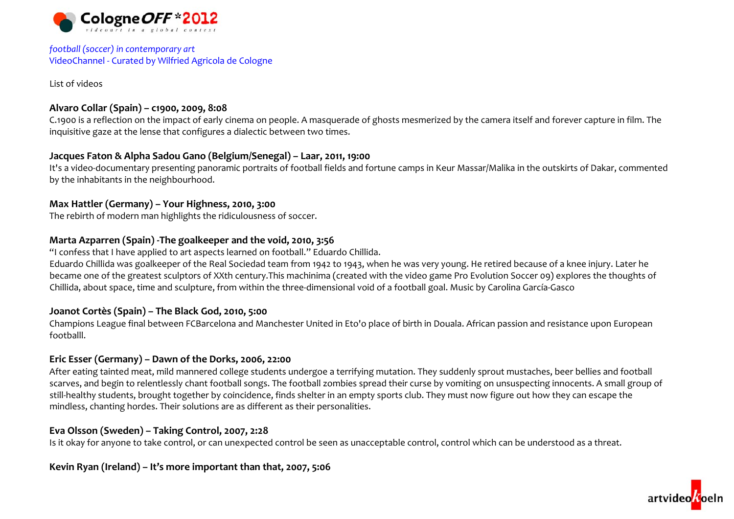*football (soccer) in contemporary art*
VideoChannel - Curated by Wilfried Agricola de Cologne

List of videos

**Alvaro Collar (Spain) – c1900, 2009, 8:08**
C.1900 is a reflection on the impact of early cinema on people. A masquerade of ghosts mesmerized by the camera itself and forever capture in film. The inquisitive gaze at the lense that configures a dialectic between two times.

**Jacques Faton & Alpha Sadou Gano (Belgium/Senegal) – Laar, 2011, 19:00**
It's a video-documentary presenting panoramic portraits of football fields and fortune camps in Keur Massar/Malika in the outskirts of Dakar, commented by the inhabitants in the neighbourhood.

**Max Hattler (Germany) – Your Highness, 2010, 3:00**
The rebirth of modern man highlights the ridiculousness of soccer.

**Marta Azparren (Spain) -The goalkeeper and the void, 2010, 3:56**
"I confess that I have applied to art aspects learned on football." Eduardo Chillida.
Eduardo Chillida was goalkeeper of the Real Sociedad team from 1942 to 1943, when he was very young. He retired because of a knee injury. Later he became one of the greatest sculptors of XXth century.This machinima (created with the video game Pro Evolution Soccer 09) explores the thoughts of Chillida, about space, time and sculpture, from within the three-dimensional void of a football goal. Music by Carolina García-Gasco

**Joanot Cortès (Spain) – The Black God, 2010, 5:00**
Champions League final between FCBarcelona and Manchester United in Eto'o place of birth in Douala. African passion and resistance upon European footballl.

**Eric Esser (Germany) – Dawn of the Dorks, 2006, 22:00**
After eating tainted meat, mild mannered college students undergoe a terrifying mutation. They suddenly sprout mustaches, beer bellies and football scarves, and begin to relentlessly chant football songs. The football zombies spread their curse by vomiting on unsuspecting innocents. A small group of still-healthy students, brought together by coincidence, finds shelter in an empty sports club. They must now figure out how they can escape the mindless, chanting hordes. Their solutions are as different as their personalities.

**Eva Olsson (Sweden) – Taking Control, 2007, 2:28**
Is it okay for anyone to take control, or can unexpected control be seen as unacceptable control, control which can be understood as a threat.

**Kevin Ryan (Ireland) – It's more important than that, 2007, 5:06**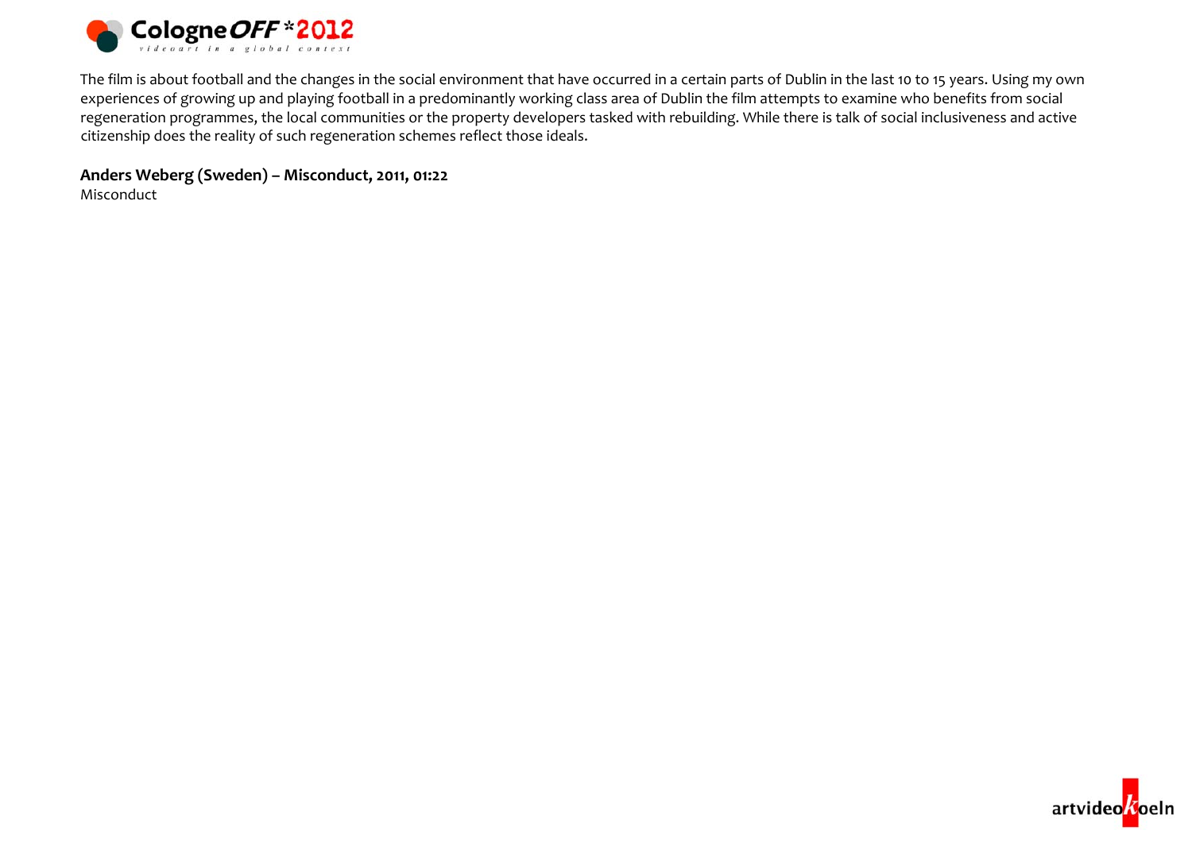The film is about football and the changes in the social environment that have occurred in a certain parts of Dublin in the last 10 to 15 years. Using my own experiences of growing up and playing football in a predominantly working class area of Dublin the film attempts to examine who benefits from social regeneration programmes, the local communities or the property developers tasked with rebuilding. While there is talk of social inclusiveness and active citizenship does the reality of such regeneration schemes reflect those ideals.

**Anders Weberg (Sweden) – Misconduct, 2011, 01:22**
Misconduct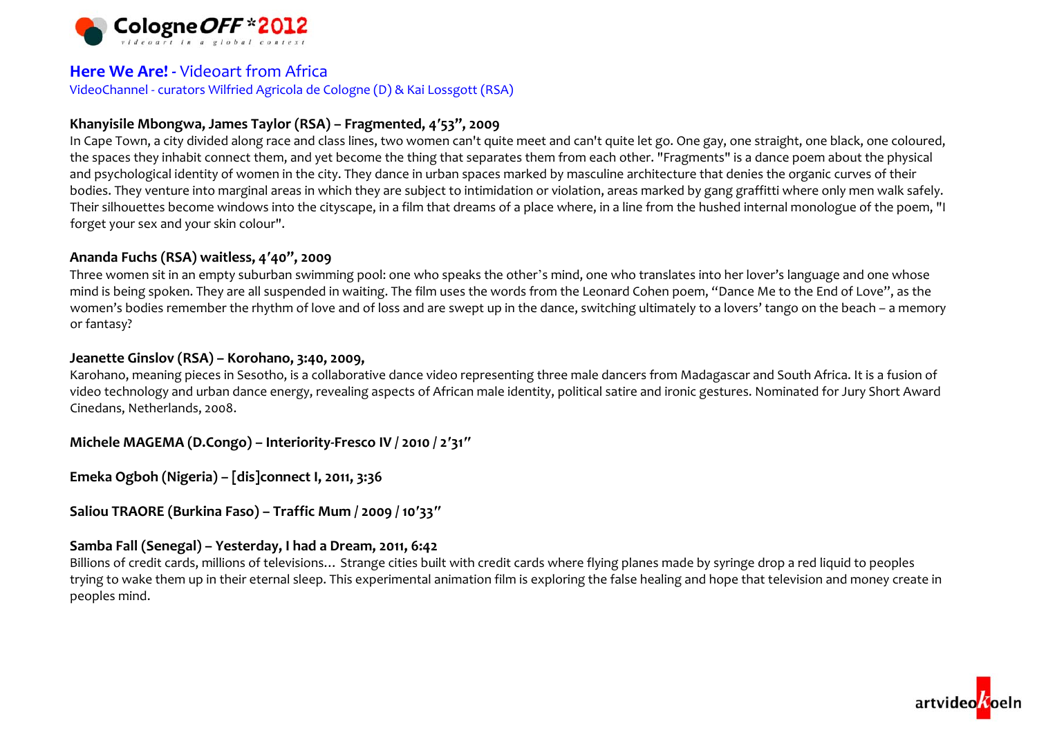## **Here We Are!** - Videoart from Africa

VideoChannel - curators Wilfried Agricola de Cologne (D) & Kai Lossgott (RSA)

**Khanyisile Mbongwa, James Taylor (RSA) – Fragmented, 4'53", 2009**

In Cape Town, a city divided along race and class lines, two women can't quite meet and can't quite let go. One gay, one straight, one black, one coloured, the spaces they inhabit connect them, and yet become the thing that separates them from each other. "Fragments" is a dance poem about the physical and psychological identity of women in the city. They dance in urban spaces marked by masculine architecture that denies the organic curves of their bodies. They venture into marginal areas in which they are subject to intimidation or violation, areas marked by gang graffitti where only men walk safely. Their silhouettes become windows into the cityscape, in a film that dreams of a place where, in a line from the hushed internal monologue of the poem, "I forget your sex and your skin colour".

**Ananda Fuchs (RSA) waitless, 4'40", 2009**

Three women sit in an empty suburban swimming pool: one who speaks the other's mind, one who translates into her lover's language and one whose mind is being spoken. They are all suspended in waiting. The film uses the words from the Leonard Cohen poem, "Dance Me to the End of Love", as the women's bodies remember the rhythm of love and of loss and are swept up in the dance, switching ultimately to a lovers' tango on the beach – a memory or fantasy?

**Jeanette Ginslov (RSA) – Korohano, 3:40, 2009,**

Karohano, meaning pieces in Sesotho, is a collaborative dance video representing three male dancers from Madagascar and South Africa. It is a fusion of video technology and urban dance energy, revealing aspects of African male identity, political satire and ironic gestures. Nominated for Jury Short Award Cinedans, Netherlands, 2008.

**Michele MAGEMA (D.Congo) – Interiority-Fresco IV / 2010 / 2'31"**

**Emeka Ogboh (Nigeria) – [dis]connect I, 2011, 3:36**

**Saliou TRAORE (Burkina Faso) – Traffic Mum / 2009 / 10'33"**

**Samba Fall (Senegal) – Yesterday, I had a Dream, 2011, 6:42**

Billions of credit cards, millions of televisions… Strange cities built with credit cards where flying planes made by syringe drop a red liquid to peoples trying to wake them up in their eternal sleep. This experimental animation film is exploring the false healing and hope that television and money create in peoples mind.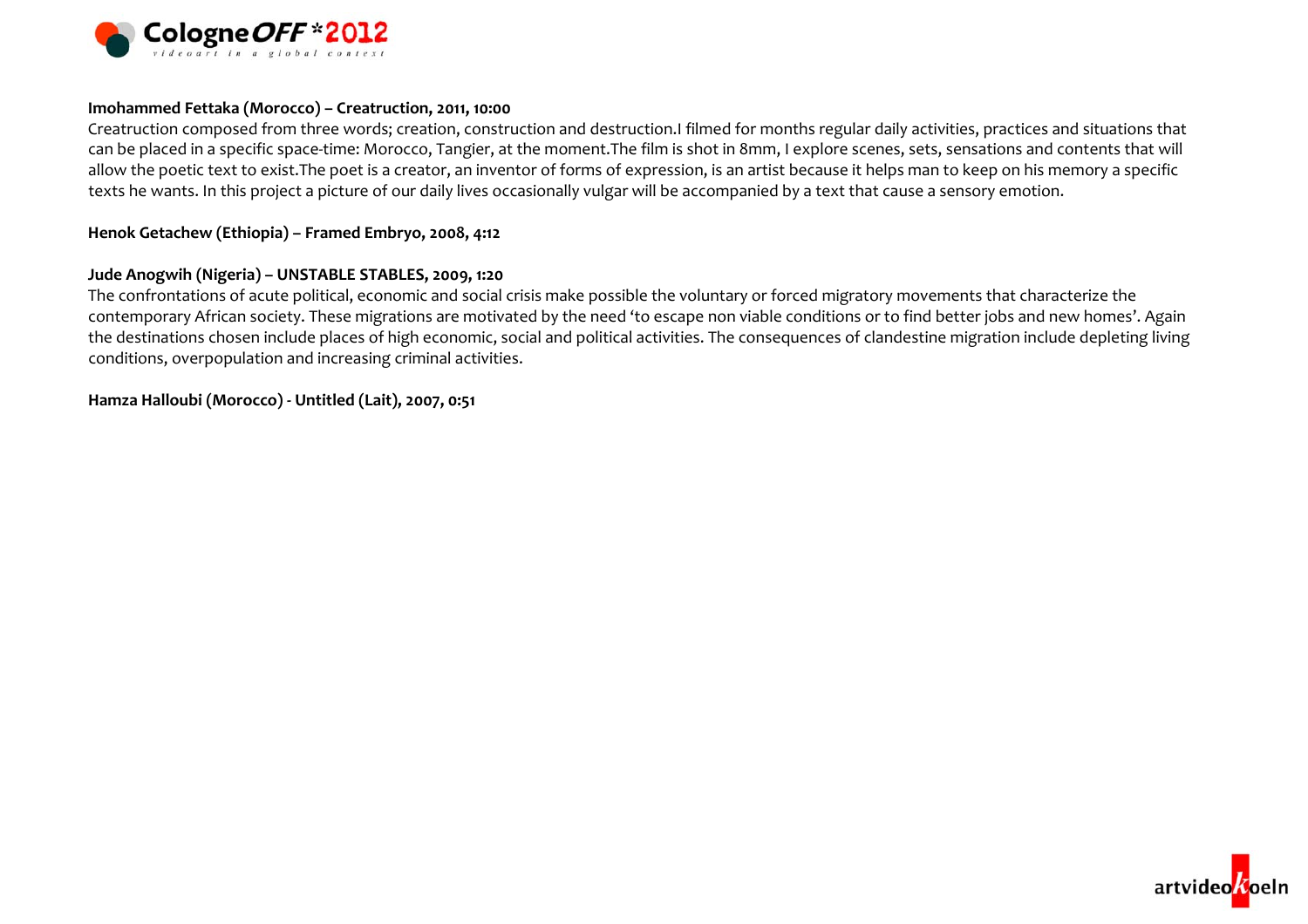**Imohammed Fettaka (Morocco) – Creatruction, 2011, 10:00**

Creatruction composed from three words; creation, construction and destruction.I filmed for months regular daily activities, practices and situations that can be placed in a specific space-time: Morocco, Tangier, at the moment.The film is shot in 8mm, I explore scenes, sets, sensations and contents that will allow the poetic text to exist.The poet is a creator, an inventor of forms of expression, is an artist because it helps man to keep on his memory a specific texts he wants. In this project a picture of our daily lives occasionally vulgar will be accompanied by a text that cause a sensory emotion.

**Henok Getachew (Ethiopia) – Framed Embryo, 2008, 4:12**

**Jude Anogwih (Nigeria) – UNSTABLE STABLES, 2009, 1:20**

The confrontations of acute political, economic and social crisis make possible the voluntary or forced migratory movements that characterize the contemporary African society. These migrations are motivated by the need 'to escape non viable conditions or to find better jobs and new homes'. Again the destinations chosen include places of high economic, social and political activities. The consequences of clandestine migration include depleting living conditions, overpopulation and increasing criminal activities.

**Hamza Halloubi (Morocco) - Untitled (Lait), 2007, 0:51**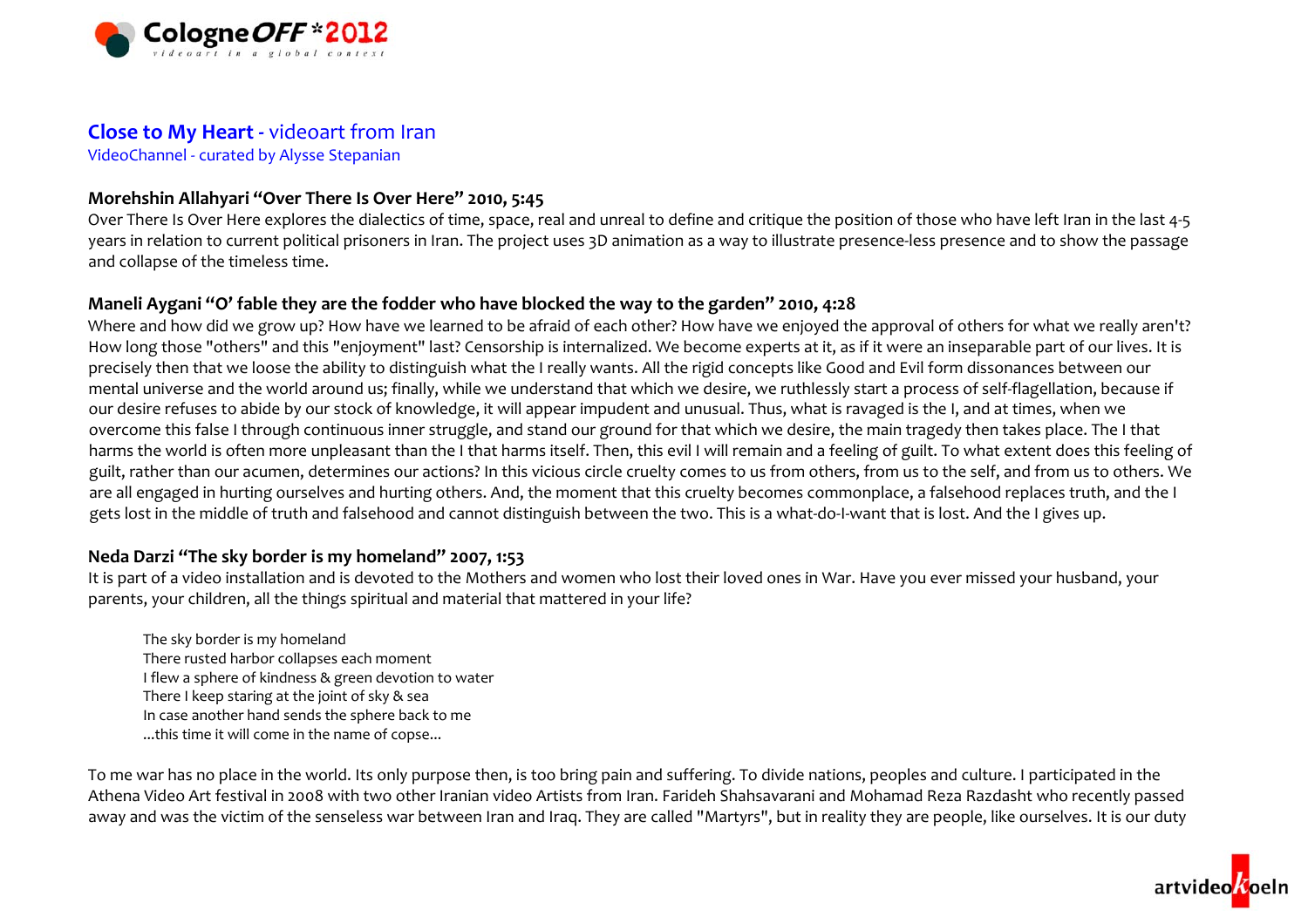## Close to My Heart - videoart from Iran

VideoChannel - curated by Alysse Stepanian

**Morehshin Allahyari "Over There Is Over Here" 2010, 5:45**

Over There Is Over Here explores the dialectics of time, space, real and unreal to define and critique the position of those who have left Iran in the last 4-5 years in relation to current political prisoners in Iran. The project uses 3D animation as a way to illustrate presence-less presence and to show the passage and collapse of the timeless time.

**Maneli Aygani "O' fable they are the fodder who have blocked the way to the garden" 2010, 4:28**

Where and how did we grow up? How have we learned to be afraid of each other? How have we enjoyed the approval of others for what we really aren't? How long those "others" and this "enjoyment" last? Censorship is internalized. We become experts at it, as if it were an inseparable part of our lives. It is precisely then that we loose the ability to distinguish what the I really wants. All the rigid concepts like Good and Evil form dissonances between our mental universe and the world around us; finally, while we understand that which we desire, we ruthlessly start a process of self-flagellation, because if our desire refuses to abide by our stock of knowledge, it will appear impudent and unusual. Thus, what is ravaged is the I, and at times, when we overcome this false I through continuous inner struggle, and stand our ground for that which we desire, the main tragedy then takes place. The I that harms the world is often more unpleasant than the I that harms itself. Then, this evil I will remain and a feeling of guilt. To what extent does this feeling of guilt, rather than our acumen, determines our actions? In this vicious circle cruelty comes to us from others, from us to the self, and from us to others. We are all engaged in hurting ourselves and hurting others. And, the moment that this cruelty becomes commonplace, a falsehood replaces truth, and the I gets lost in the middle of truth and falsehood and cannot distinguish between the two. This is a what-do-I-want that is lost. And the I gives up.

**Neda Darzi "The sky border is my homeland" 2007, 1:53**

It is part of a video installation and is devoted to the Mothers and women who lost their loved ones in War. Have you ever missed your husband, your parents, your children, all the things spiritual and material that mattered in your life?

> The sky border is my homeland
> There rusted harbor collapses each moment
> I flew a sphere of kindness & green devotion to water
> There I keep staring at the joint of sky & sea
> In case another hand sends the sphere back to me
> ...this time it will come in the name of copse...

To me war has no place in the world. Its only purpose then, is too bring pain and suffering. To divide nations, peoples and culture. I participated in the Athena Video Art festival in 2008 with two other Iranian video Artists from Iran. Farideh Shahsavarani and Mohamad Reza Razdasht who recently passed away and was the victim of the senseless war between Iran and Iraq. They are called "Martyrs", but in reality they are people, like ourselves. It is our duty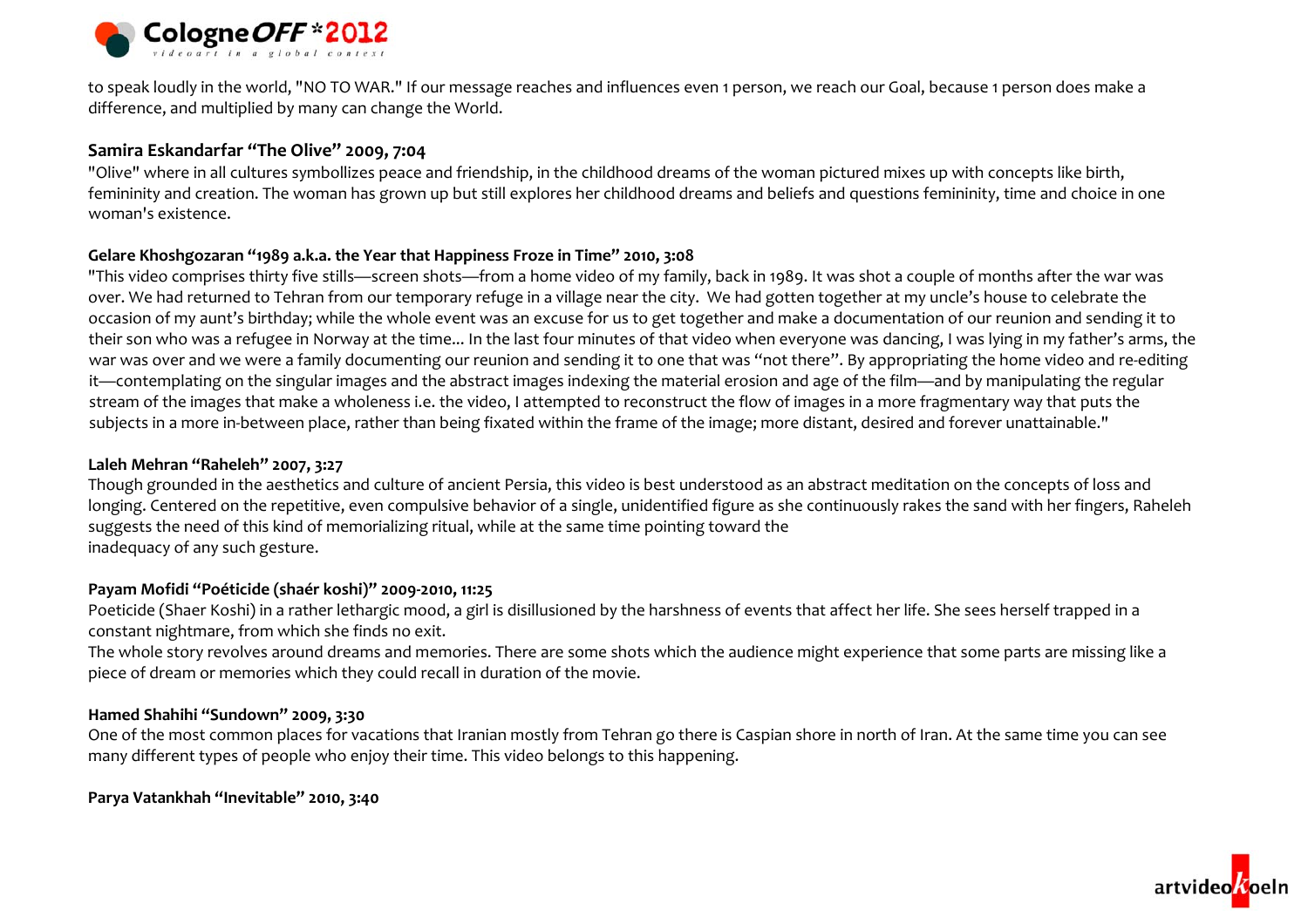to speak loudly in the world, "NO TO WAR." If our message reaches and influences even 1 person, we reach our Goal, because 1 person does make a difference, and multiplied by many can change the World.

### Samira Eskandarfar "The Olive" 2009, 7:04

"Olive" where in all cultures symbollizes peace and friendship, in the childhood dreams of the woman pictured mixes up with concepts like birth, femininity and creation. The woman has grown up but still explores her childhood dreams and beliefs and questions femininity, time and choice in one woman's existence.

**Gelare Khoshgozaran "1989 a.k.a. the Year that Happiness Froze in Time" 2010, 3:08**

"This video comprises thirty five stills—screen shots—from a home video of my family, back in 1989. It was shot a couple of months after the war was over. We had returned to Tehran from our temporary refuge in a village near the city. We had gotten together at my uncle's house to celebrate the occasion of my aunt's birthday; while the whole event was an excuse for us to get together and make a documentation of our reunion and sending it to their son who was a refugee in Norway at the time... In the last four minutes of that video when everyone was dancing, I was lying in my father's arms, the war was over and we were a family documenting our reunion and sending it to one that was "not there". By appropriating the home video and re-editing it—contemplating on the singular images and the abstract images indexing the material erosion and age of the film—and by manipulating the regular stream of the images that make a wholeness i.e. the video, I attempted to reconstruct the flow of images in a more fragmentary way that puts the subjects in a more in-between place, rather than being fixated within the frame of the image; more distant, desired and forever unattainable."

**Laleh Mehran "Raheleh" 2007, 3:27**

Though grounded in the aesthetics and culture of ancient Persia, this video is best understood as an abstract meditation on the concepts of loss and longing. Centered on the repetitive, even compulsive behavior of a single, unidentified figure as she continuously rakes the sand with her fingers, Raheleh suggests the need of this kind of memorializing ritual, while at the same time pointing toward the inadequacy of any such gesture.

**Payam Mofidi "Poéticide (shaér koshi)" 2009-2010, 11:25**

Poeticide (Shaer Koshi) in a rather lethargic mood, a girl is disillusioned by the harshness of events that affect her life. She sees herself trapped in a constant nightmare, from which she finds no exit.
The whole story revolves around dreams and memories. There are some shots which the audience might experience that some parts are missing like a piece of dream or memories which they could recall in duration of the movie.

**Hamed Shahihi "Sundown" 2009, 3:30**

One of the most common places for vacations that Iranian mostly from Tehran go there is Caspian shore in north of Iran. At the same time you can see many different types of people who enjoy their time. This video belongs to this happening.

**Parya Vatankhah "Inevitable" 2010, 3:40**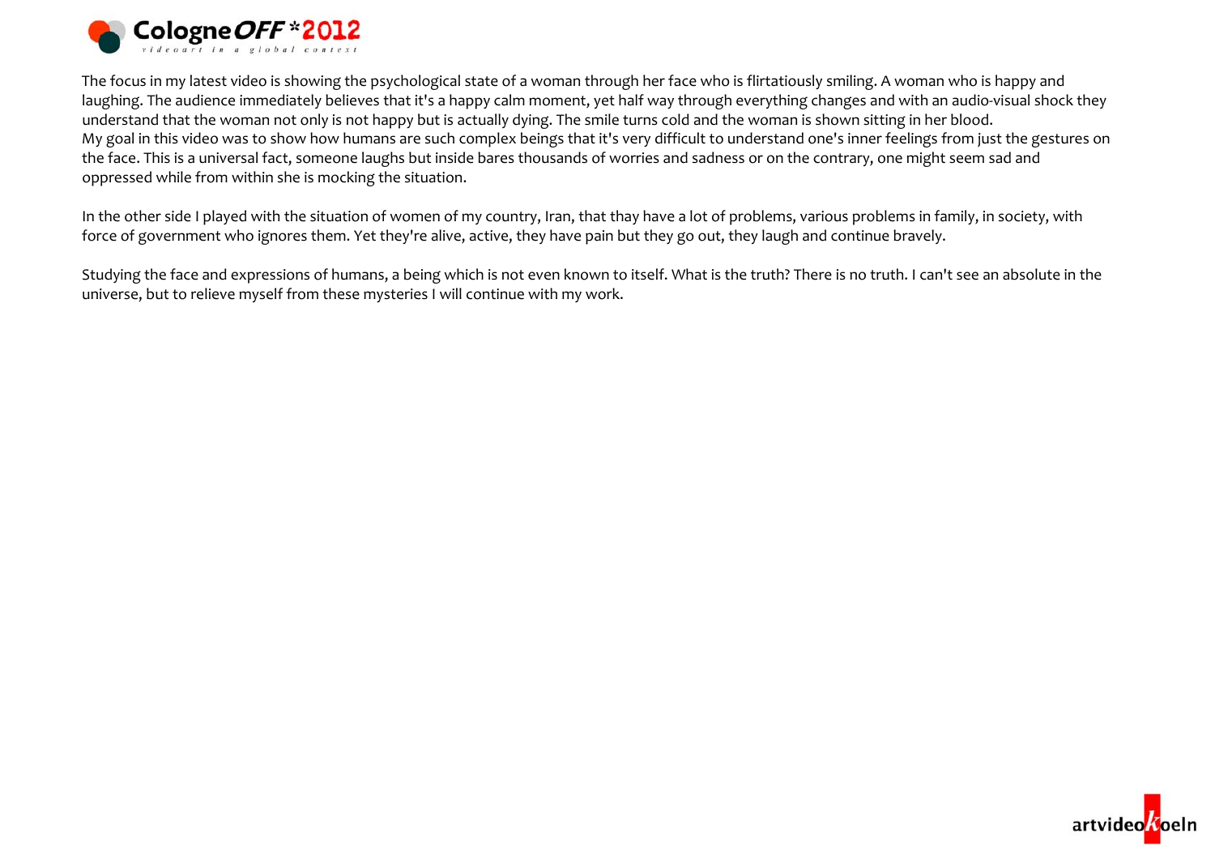The focus in my latest video is showing the psychological state of a woman through her face who is flirtatiously smiling. A woman who is happy and laughing. The audience immediately believes that it's a happy calm moment, yet half way through everything changes and with an audio-visual shock they understand that the woman not only is not happy but is actually dying. The smile turns cold and the woman is shown sitting in her blood.
My goal in this video was to show how humans are such complex beings that it's very difficult to understand one's inner feelings from just the gestures on the face. This is a universal fact, someone laughs but inside bares thousands of worries and sadness or on the contrary, one might seem sad and oppressed while from within she is mocking the situation.

In the other side I played with the situation of women of my country, Iran, that thay have a lot of problems, various problems in family, in society, with force of government who ignores them. Yet they're alive, active, they have pain but they go out, they laugh and continue bravely.

Studying the face and expressions of humans, a being which is not even known to itself. What is the truth? There is no truth. I can't see an absolute in the universe, but to relieve myself from these mysteries I will continue with my work.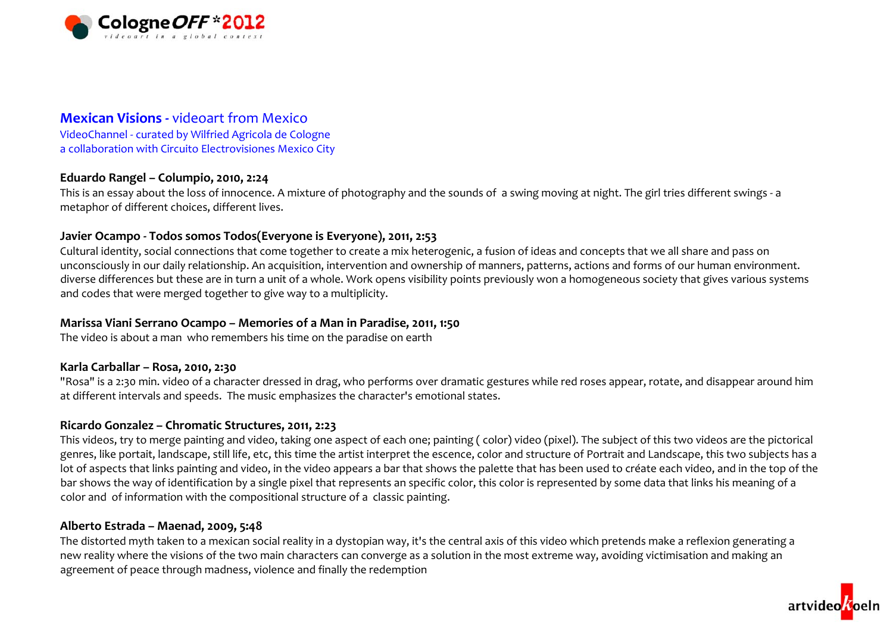## **Mexican Visions** - videoart from Mexico

VideoChannel - curated by Wilfried Agricola de Cologne
a collaboration with Circuito Electrovisiones Mexico City

**Eduardo Rangel – Columpio, 2010, 2:24**
This is an essay about the loss of innocence. A mixture of photography and the sounds of a swing moving at night. The girl tries different swings - a metaphor of different choices, different lives.

**Javier Ocampo - Todos somos Todos(Everyone is Everyone), 2011, 2:53**
Cultural identity, social connections that come together to create a mix heterogenic, a fusion of ideas and concepts that we all share and pass on unconsciously in our daily relationship. An acquisition, intervention and ownership of manners, patterns, actions and forms of our human environment. diverse differences but these are in turn a unit of a whole. Work opens visibility points previously won a homogeneous society that gives various systems and codes that were merged together to give way to a multiplicity.

**Marissa Viani Serrano Ocampo – Memories of a Man in Paradise, 2011, 1:50**
The video is about a man who remembers his time on the paradise on earth

**Karla Carballar – Rosa, 2010, 2:30**
"Rosa" is a 2:30 min. video of a character dressed in drag, who performs over dramatic gestures while red roses appear, rotate, and disappear around him at different intervals and speeds. The music emphasizes the character's emotional states.

**Ricardo Gonzalez – Chromatic Structures, 2011, 2:23**
This videos, try to merge painting and video, taking one aspect of each one; painting ( color) video (pixel). The subject of this two videos are the pictorical genres, like portait, landscape, still life, etc, this time the artist interpret the escence, color and structure of Portrait and Landscape, this two subjects has a lot of aspects that links painting and video, in the video appears a bar that shows the palette that has been used to créate each video, and in the top of the bar shows the way of identification by a single pixel that represents an specific color, this color is represented by some data that links his meaning of a color and of information with the compositional structure of a classic painting.

**Alberto Estrada – Maenad, 2009, 5:48**
The distorted myth taken to a mexican social reality in a dystopian way, it's the central axis of this video which pretends make a reflexion generating a new reality where the visions of the two main characters can converge as a solution in the most extreme way, avoiding victimisation and making an agreement of peace through madness, violence and finally the redemption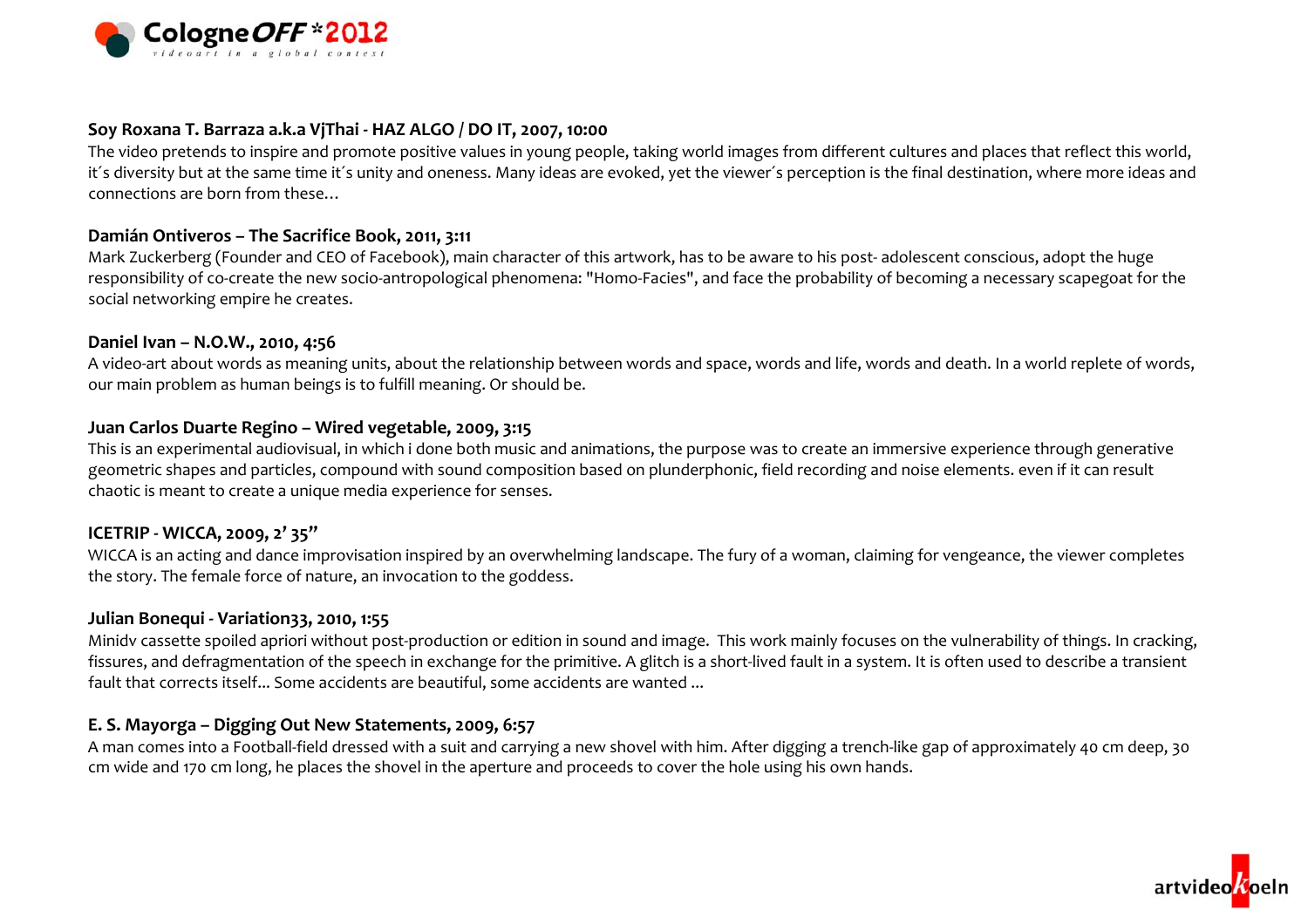**Soy Roxana T. Barraza a.k.a VjThai - HAZ ALGO / DO IT, 2007, 10:00**

The video pretends to inspire and promote positive values in young people, taking world images from different cultures and places that reflect this world, it´s diversity but at the same time it´s unity and oneness. Many ideas are evoked, yet the viewer´s perception is the final destination, where more ideas and connections are born from these…

**Damián Ontiveros – The Sacrifice Book, 2011, 3:11**

Mark Zuckerberg (Founder and CEO of Facebook), main character of this artwork, has to be aware to his post- adolescent conscious, adopt the huge responsibility of co-create the new socio-antropological phenomena: "Homo-Facies", and face the probability of becoming a necessary scapegoat for the social networking empire he creates.

**Daniel Ivan – N.O.W., 2010, 4:56**

A video-art about words as meaning units, about the relationship between words and space, words and life, words and death. In a world replete of words, our main problem as human beings is to fulfill meaning. Or should be.

**Juan Carlos Duarte Regino – Wired vegetable, 2009, 3:15**

This is an experimental audiovisual, in which i done both music and animations, the purpose was to create an immersive experience through generative geometric shapes and particles, compound with sound composition based on plunderphonic, field recording and noise elements. even if it can result chaotic is meant to create a unique media experience for senses.

**ICETRIP - WICCA, 2009, 2' 35"**

WICCA is an acting and dance improvisation inspired by an overwhelming landscape. The fury of a woman, claiming for vengeance, the viewer completes the story. The female force of nature, an invocation to the goddess.

**Julian Bonequi - Variation33, 2010, 1:55**

Minidv cassette spoiled apriori without post-production or edition in sound and image. This work mainly focuses on the vulnerability of things. In cracking, fissures, and defragmentation of the speech in exchange for the primitive. A glitch is a short-lived fault in a system. It is often used to describe a transient fault that corrects itself... Some accidents are beautiful, some accidents are wanted ...

**E. S. Mayorga – Digging Out New Statements, 2009, 6:57**

A man comes into a Football-field dressed with a suit and carrying a new shovel with him. After digging a trench-like gap of approximately 40 cm deep, 30 cm wide and 170 cm long, he places the shovel in the aperture and proceeds to cover the hole using his own hands.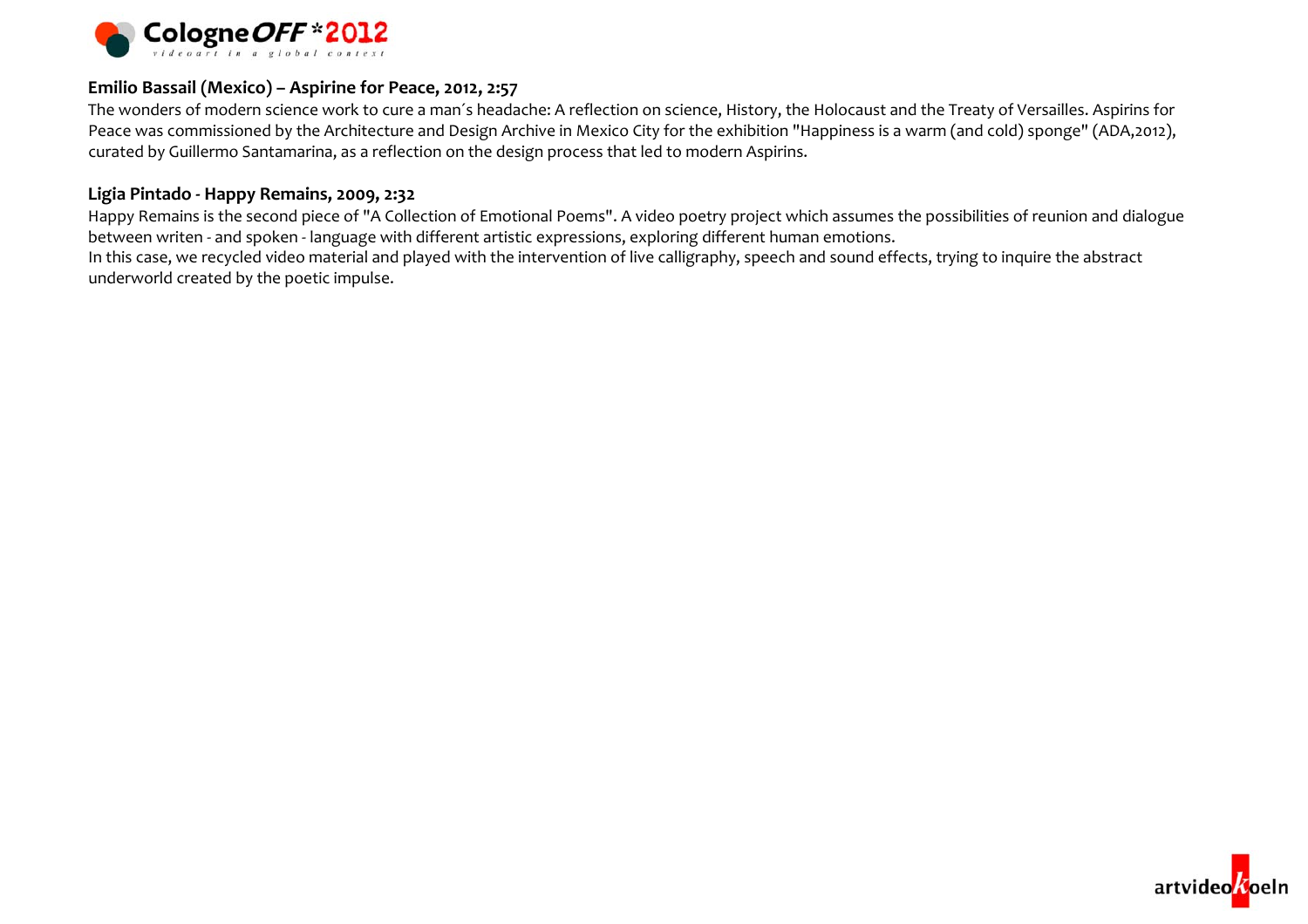**Emilio Bassail (Mexico) – Aspirine for Peace, 2012, 2:57**

The wonders of modern science work to cure a man´s headache: A reflection on science, History, the Holocaust and the Treaty of Versailles. Aspirins for Peace was commissioned by the Architecture and Design Archive in Mexico City for the exhibition "Happiness is a warm (and cold) sponge" (ADA,2012), curated by Guillermo Santamarina, as a reflection on the design process that led to modern Aspirins.

**Ligia Pintado - Happy Remains, 2009, 2:32**

Happy Remains is the second piece of "A Collection of Emotional Poems". A video poetry project which assumes the possibilities of reunion and dialogue between writen - and spoken - language with different artistic expressions, exploring different human emotions.
In this case, we recycled video material and played with the intervention of live calligraphy, speech and sound effects, trying to inquire the abstract underworld created by the poetic impulse.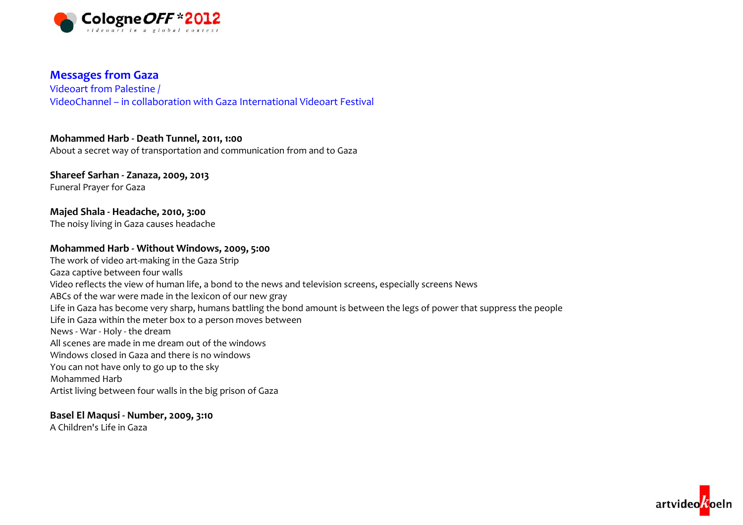## Messages from Gaza

Videoart from Palestine /
VideoChannel – in collaboration with Gaza International Videoart Festival

**Mohammed Harb - Death Tunnel, 2011, 1:00**
About a secret way of transportation and communication from and to Gaza

**Shareef Sarhan - Zanaza, 2009, 2013**
Funeral Prayer for Gaza

**Majed Shala - Headache, 2010, 3:00**
The noisy living in Gaza causes headache

**Mohammed Harb - Without Windows, 2009, 5:00**
The work of video art-making in the Gaza Strip
Gaza captive between four walls
Video reflects the view of human life, a bond to the news and television screens, especially screens News
ABCs of the war were made in the lexicon of our new gray
Life in Gaza has become very sharp, humans battling the bond amount is between the legs of power that suppress the people
Life in Gaza within the meter box to a person moves between
News - War - Holy - the dream
All scenes are made in me dream out of the windows
Windows closed in Gaza and there is no windows
You can not have only to go up to the sky
Mohammed Harb
Artist living between four walls in the big prison of Gaza

**Basel El Maqusi - Number, 2009, 3:10**
A Children's Life in Gaza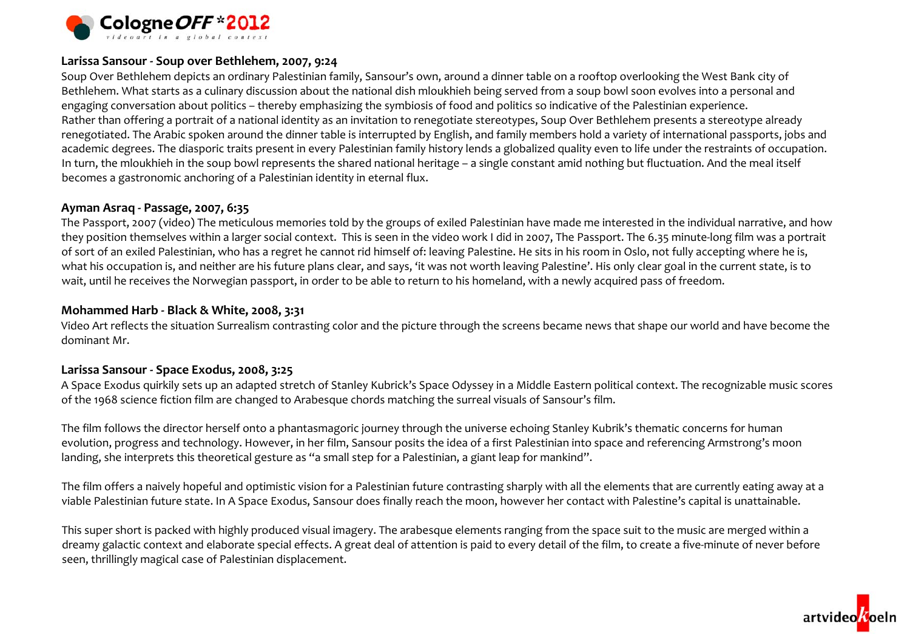**Larissa Sansour - Soup over Bethlehem, 2007, 9:24**

Soup Over Bethlehem depicts an ordinary Palestinian family, Sansour's own, around a dinner table on a rooftop overlooking the West Bank city of Bethlehem. What starts as a culinary discussion about the national dish mloukhieh being served from a soup bowl soon evolves into a personal and engaging conversation about politics – thereby emphasizing the symbiosis of food and politics so indicative of the Palestinian experience.
Rather than offering a portrait of a national identity as an invitation to renegotiate stereotypes, Soup Over Bethlehem presents a stereotype already renegotiated. The Arabic spoken around the dinner table is interrupted by English, and family members hold a variety of international passports, jobs and academic degrees. The diasporic traits present in every Palestinian family history lends a globalized quality even to life under the restraints of occupation.
In turn, the mloukhieh in the soup bowl represents the shared national heritage – a single constant amid nothing but fluctuation. And the meal itself becomes a gastronomic anchoring of a Palestinian identity in eternal flux.

**Ayman Asraq - Passage, 2007, 6:35**

The Passport, 2007 (video) The meticulous memories told by the groups of exiled Palestinian have made me interested in the individual narrative, and how they position themselves within a larger social context. This is seen in the video work I did in 2007, The Passport. The 6.35 minute-long film was a portrait of sort of an exiled Palestinian, who has a regret he cannot rid himself of: leaving Palestine. He sits in his room in Oslo, not fully accepting where he is, what his occupation is, and neither are his future plans clear, and says, 'it was not worth leaving Palestine'. His only clear goal in the current state, is to wait, until he receives the Norwegian passport, in order to be able to return to his homeland, with a newly acquired pass of freedom.

**Mohammed Harb - Black & White, 2008, 3:31**

Video Art reflects the situation Surrealism contrasting color and the picture through the screens became news that shape our world and have become the dominant Mr.

**Larissa Sansour - Space Exodus, 2008, 3:25**

A Space Exodus quirkily sets up an adapted stretch of Stanley Kubrick's Space Odyssey in a Middle Eastern political context. The recognizable music scores of the 1968 science fiction film are changed to Arabesque chords matching the surreal visuals of Sansour's film.

The film follows the director herself onto a phantasmagoric journey through the universe echoing Stanley Kubrik's thematic concerns for human evolution, progress and technology. However, in her film, Sansour posits the idea of a first Palestinian into space and referencing Armstrong's moon landing, she interprets this theoretical gesture as "a small step for a Palestinian, a giant leap for mankind".

The film offers a naively hopeful and optimistic vision for a Palestinian future contrasting sharply with all the elements that are currently eating away at a viable Palestinian future state. In A Space Exodus, Sansour does finally reach the moon, however her contact with Palestine's capital is unattainable.

This super short is packed with highly produced visual imagery. The arabesque elements ranging from the space suit to the music are merged within a dreamy galactic context and elaborate special effects. A great deal of attention is paid to every detail of the film, to create a five-minute of never before seen, thrillingly magical case of Palestinian displacement.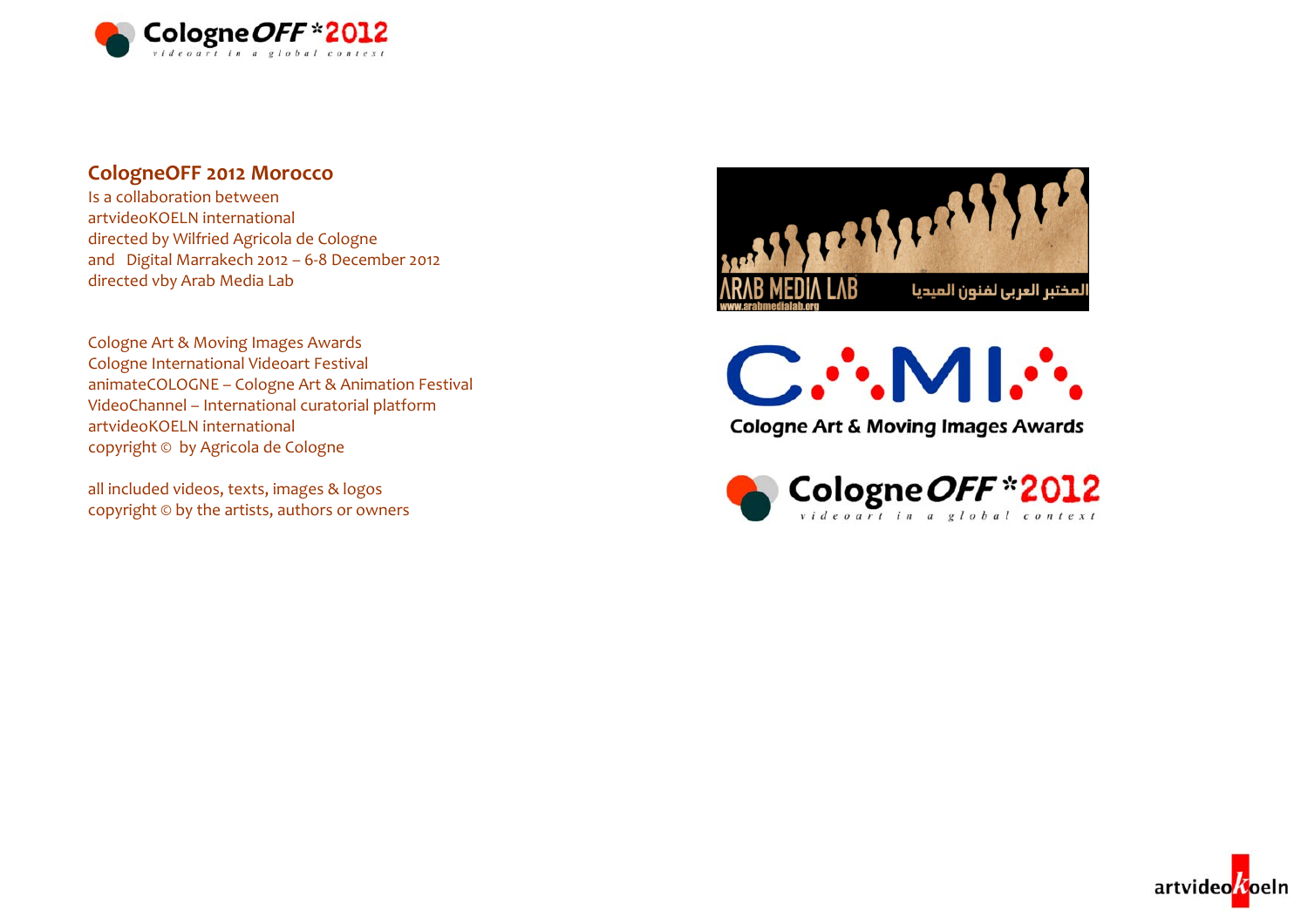## CologneOFF 2012 Morocco

Is a collaboration between
artvideoKOELN international
directed by Wilfried Agricola de Cologne
and  Digital Marrakech 2012 – 6-8 December 2012
directed vby Arab Media Lab

Cologne Art & Moving Images Awards
Cologne International Videoart Festival
animateCOLOGNE – Cologne Art & Animation Festival
VideoChannel – International curatorial platform
artvideoKOELN international
copyright ©  by Agricola de Cologne

all included videos, texts, images & logos
copyright © by the artists, authors or owners